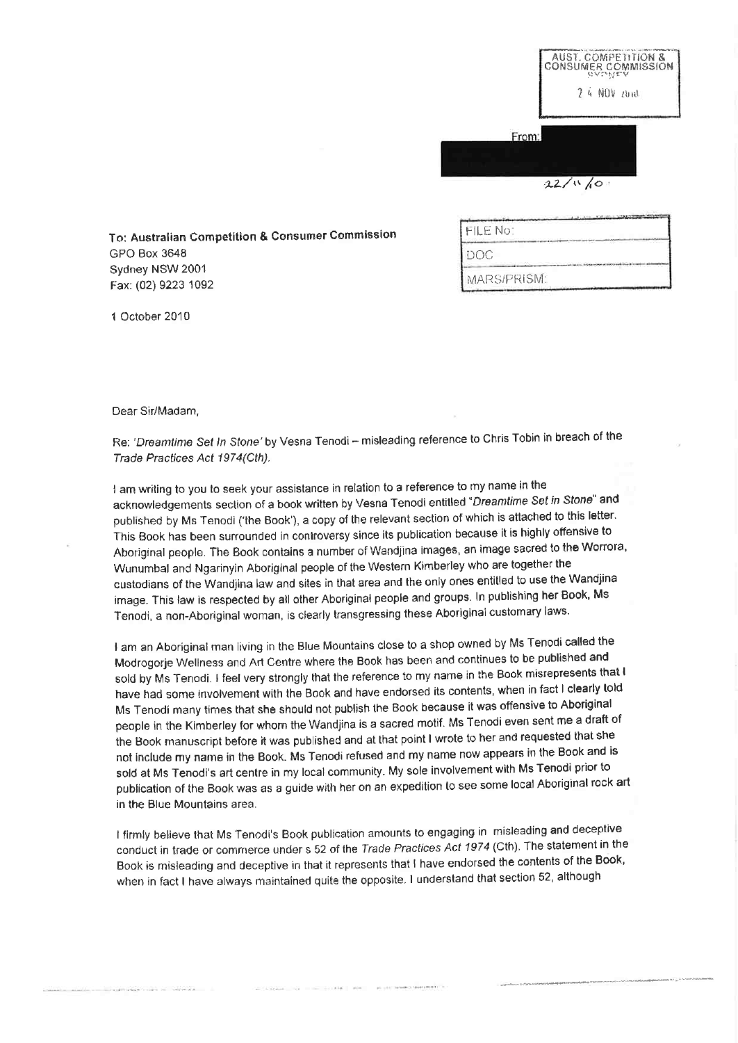AUST. COMPETITION & CONSUMER COMMISSION
SYDNEY

24 NOV 2010

From:

22/11/10

| FILE No: |
| --- |
| DOC: |
| MARS/PRISM: |

**To: Australian Competition & Consumer Commission**
GPO Box 3648
Sydney NSW 2001
Fax: (02) 9223 1092

1 October 2010

Dear Sir/Madam,

Re: *'Dreamtime Set In Stone'* by Vesna Tenodi – misleading reference to Chris Tobin in breach of the *Trade Practices Act 1974(Cth).*

I am writing to you to seek your assistance in relation to a reference to my name in the acknowledgements section of a book written by Vesna Tenodi entitled "*Dreamtime Set in Stone*" and published by Ms Tenodi ('the Book'), a copy of the relevant section of which is attached to this letter. This Book has been surrounded in controversy since its publication because it is highly offensive to Aboriginal people. The Book contains a number of Wandjina images, an image sacred to the Worrora, Wunumbal and Ngarinyin Aboriginal people of the Western Kimberley who are together the custodians of the Wandjina law and sites in that area and the only ones entitled to use the Wandjina image. This law is respected by all other Aboriginal people and groups. In publishing her Book, Ms Tenodi, a non-Aboriginal woman, is clearly transgressing these Aboriginal customary laws.

I am an Aboriginal man living in the Blue Mountains close to a shop owned by Ms Tenodi called the Modrogorje Wellness and Art Centre where the Book has been and continues to be published and sold by Ms Tenodi. I feel very strongly that the reference to my name in the Book misrepresents that I have had some involvement with the Book and have endorsed its contents, when in fact I clearly told Ms Tenodi many times that she should not publish the Book because it was offensive to Aboriginal people in the Kimberley for whom the Wandjina is a sacred motif. Ms Tenodi even sent me a draft of the Book manuscript before it was published and at that point I wrote to her and requested that she not include my name in the Book. Ms Tenodi refused and my name now appears in the Book and is sold at Ms Tenodi's art centre in my local community. My sole involvement with Ms Tenodi prior to publication of the Book was as a guide with her on an expedition to see some local Aboriginal rock art in the Blue Mountains area.

I firmly believe that Ms Tenodi's Book publication amounts to engaging in misleading and deceptive conduct in trade or commerce under s 52 of the *Trade Practices Act 1974* (Cth). The statement in the Book is misleading and deceptive in that it represents that I have endorsed the contents of the Book, when in fact I have always maintained quite the opposite. I understand that section 52, although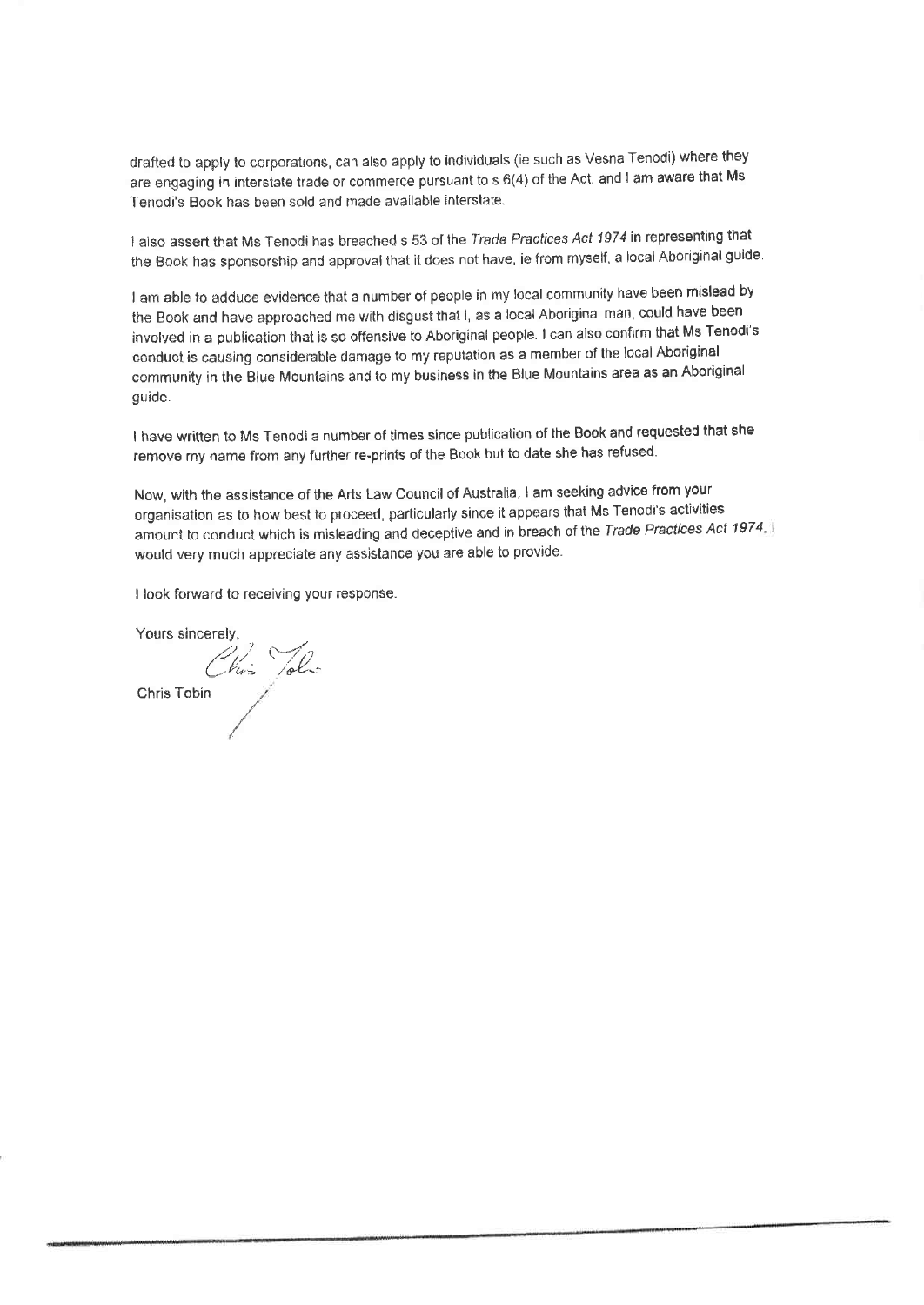drafted to apply to corporations, can also apply to individuals (ie such as Vesna Tenodi) where they are engaging in interstate trade or commerce pursuant to s 6(4) of the Act, and I am aware that Ms Tenodi's Book has been sold and made available interstate.

I also assert that Ms Tenodi has breached s 53 of the *Trade Practices Act 1974* in representing that the Book has sponsorship and approval that it does not have, ie from myself, a local Aboriginal guide.

I am able to adduce evidence that a number of people in my local community have been mislead by the Book and have approached me with disgust that I, as a local Aboriginal man, could have been involved in a publication that is so offensive to Aboriginal people. I can also confirm that Ms Tenodi's conduct is causing considerable damage to my reputation as a member of the local Aboriginal community in the Blue Mountains and to my business in the Blue Mountains area as an Aboriginal guide.

I have written to Ms Tenodi a number of times since publication of the Book and requested that she remove my name from any further re-prints of the Book but to date she has refused.

Now, with the assistance of the Arts Law Council of Australia, I am seeking advice from your organisation as to how best to proceed, particularly since it appears that Ms Tenodi's activities amount to conduct which is misleading and deceptive and in breach of the *Trade Practices Act 1974*. I would very much appreciate any assistance you are able to provide.

I look forward to receiving your response.

Yours sincerely,

Chris Tobin